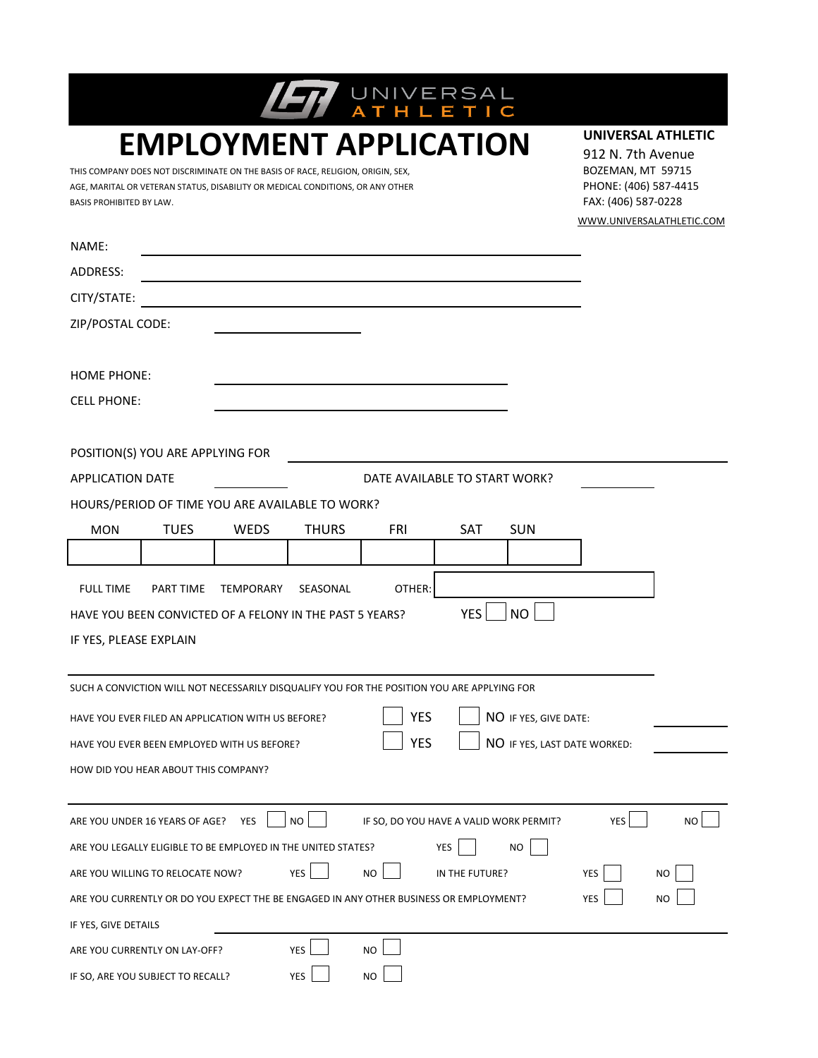UNIVERSAL ATHLETIC

# EMPLOYMENT APPLICATION

THIS COMPANY DOES NOT DISCRIMINATE ON THE BASIS OF RACE, RELIGION, ORIGIN, SEX, AGE, MARITAL OR VETERAN STATUS, DISABILITY OR MEDICAL CONDITIONS, OR ANY OTHER BASIS PROHIBITED BY LAW.

**UNIVERSAL ATHLETIC**
912 N. 7th Avenue
BOZEMAN, MT 59715
PHONE: (406) 587-4415
FAX: (406) 587-0228
WWW.UNIVERSALATHLETIC.COM

NAME: ____________________

ADDRESS: ____________________

CITY/STATE: ____________________

ZIP/POSTAL CODE: ____________________

HOME PHONE: ____________________

CELL PHONE: ____________________

POSITION(S) YOU ARE APPLYING FOR ____________________

APPLICATION DATE __________ DATE AVAILABLE TO START WORK? __________

HOURS/PERIOD OF TIME YOU ARE AVAILABLE TO WORK?

| MON | TUES | WEDS | THURS | FRI | SAT | SUN |
|---|---|---|---|---|---|---|
| | | | | | | |

FULL TIME PART TIME TEMPORARY SEASONAL OTHER: __________

HAVE YOU BEEN CONVICTED OF A FELONY IN THE PAST 5 YEARS? YES ☐ NO ☐

IF YES, PLEASE EXPLAIN ____________________

SUCH A CONVICTION WILL NOT NECESSARILY DISQUALIFY YOU FOR THE POSITION YOU ARE APPLYING FOR

HAVE YOU EVER FILED AN APPLICATION WITH US BEFORE? ☐ YES ☐ NO IF YES, GIVE DATE: __________

HAVE YOU EVER BEEN EMPLOYED WITH US BEFORE? ☐ YES ☐ NO IF YES, LAST DATE WORKED: __________

HOW DID YOU HEAR ABOUT THIS COMPANY? ____________________

ARE YOU UNDER 16 YEARS OF AGE? YES ☐ NO ☐ IF SO, DO YOU HAVE A VALID WORK PERMIT? YES ☐ NO ☐

ARE YOU LEGALLY ELIGIBLE TO BE EMPLOYED IN THE UNITED STATES? YES ☐ NO ☐

ARE YOU WILLING TO RELOCATE NOW? YES ☐ NO ☐ IN THE FUTURE? YES ☐ NO ☐

ARE YOU CURRENTLY OR DO YOU EXPECT THE BE ENGAGED IN ANY OTHER BUSINESS OR EMPLOYMENT? YES ☐ NO ☐

IF YES, GIVE DETAILS ____________________

ARE YOU CURRENTLY ON LAY-OFF? YES ☐ NO ☐

IF SO, ARE YOU SUBJECT TO RECALL? YES ☐ NO ☐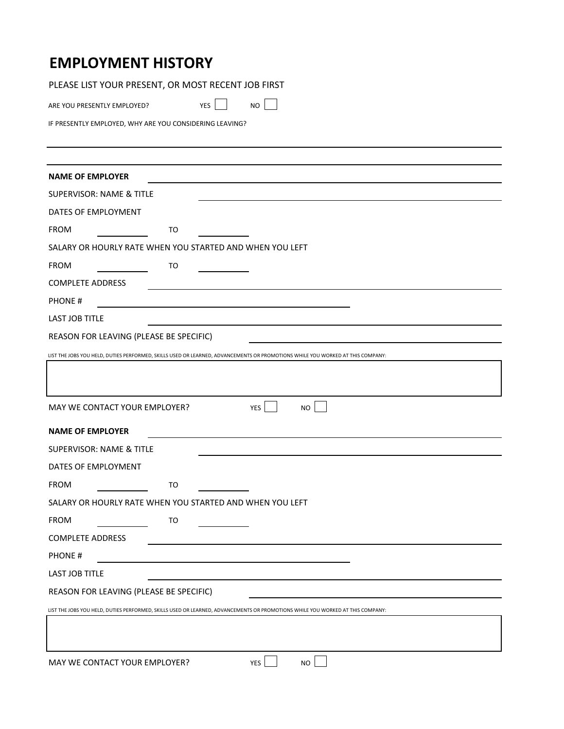# EMPLOYMENT HISTORY

PLEASE LIST YOUR PRESENT, OR MOST RECENT JOB FIRST

ARE YOU PRESENTLY EMPLOYED? YES ☐ NO ☐

IF PRESENTLY EMPLOYED, WHY ARE YOU CONSIDERING LEAVING?

______________________________________________

______________________________________________

**NAME OF EMPLOYER** ______________________________________________

SUPERVISOR: NAME & TITLE ______________________________________________

DATES OF EMPLOYMENT

FROM __________ TO __________

SALARY OR HOURLY RATE WHEN YOU STARTED AND WHEN YOU LEFT

FROM __________ TO __________

COMPLETE ADDRESS ______________________________________________

PHONE # ______________________________________________

LAST JOB TITLE ______________________________________________

REASON FOR LEAVING (PLEASE BE SPECIFIC) ______________________________________________

LIST THE JOBS YOU HELD, DUTIES PERFORMED, SKILLS USED OR LEARNED, ADVANCEMENTS OR PROMOTIONS WHILE YOU WORKED AT THIS COMPANY:

______________________________________________

MAY WE CONTACT YOUR EMPLOYER? YES ☐ NO ☐

**NAME OF EMPLOYER** ______________________________________________

SUPERVISOR: NAME & TITLE ______________________________________________

DATES OF EMPLOYMENT

FROM __________ TO __________

SALARY OR HOURLY RATE WHEN YOU STARTED AND WHEN YOU LEFT

FROM __________ TO __________

COMPLETE ADDRESS ______________________________________________

PHONE # ______________________________________________

LAST JOB TITLE ______________________________________________

REASON FOR LEAVING (PLEASE BE SPECIFIC) ______________________________________________

LIST THE JOBS YOU HELD, DUTIES PERFORMED, SKILLS USED OR LEARNED, ADVANCEMENTS OR PROMOTIONS WHILE YOU WORKED AT THIS COMPANY:

______________________________________________

MAY WE CONTACT YOUR EMPLOYER? YES ☐ NO ☐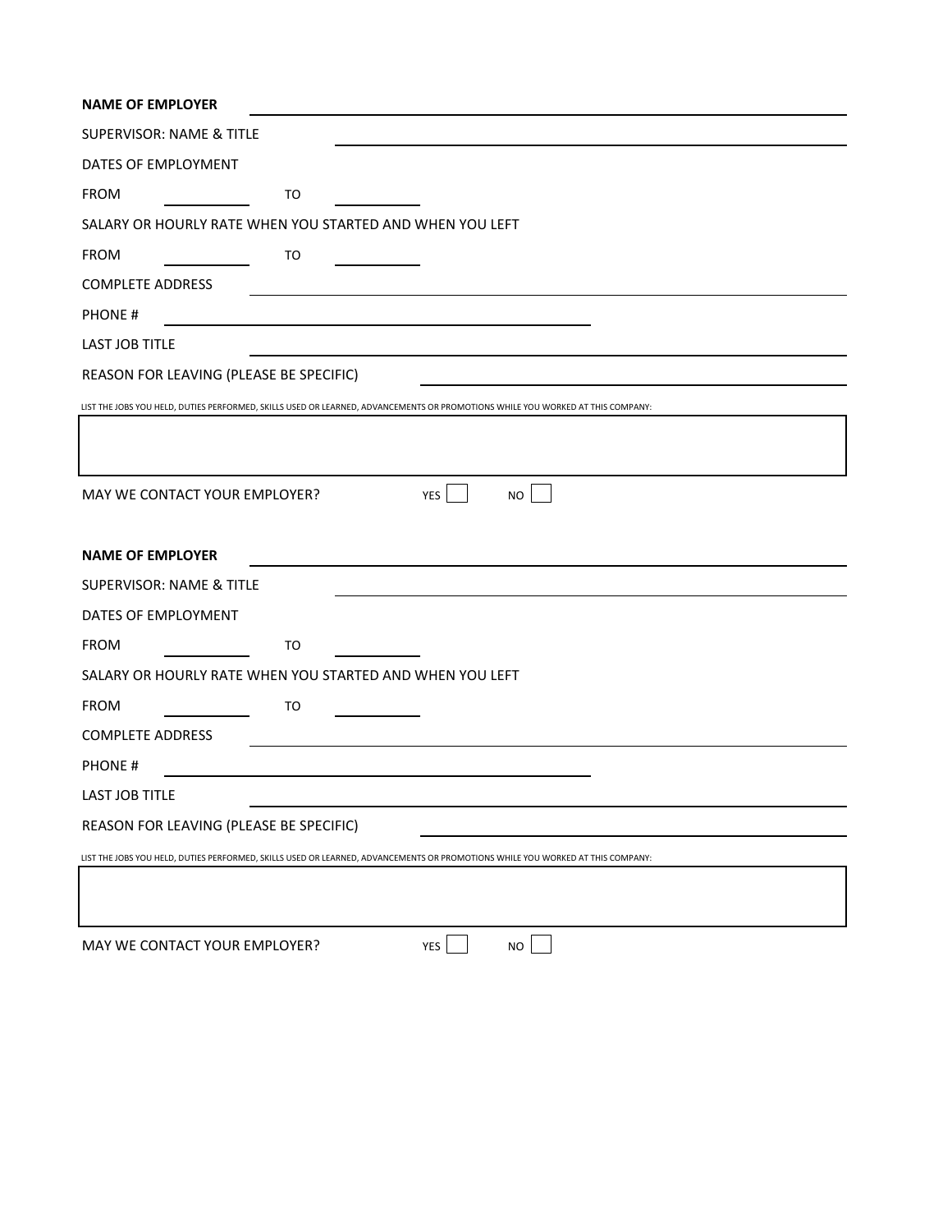**NAME OF EMPLOYER** ______________________________

SUPERVISOR: NAME & TITLE ______________________________

DATES OF EMPLOYMENT

FROM __________ TO __________

SALARY OR HOURLY RATE WHEN YOU STARTED AND WHEN YOU LEFT

FROM __________ TO __________

COMPLETE ADDRESS ______________________________

PHONE # ______________________________

LAST JOB TITLE ______________________________

REASON FOR LEAVING (PLEASE BE SPECIFIC) ______________________________

LIST THE JOBS YOU HELD, DUTIES PERFORMED, SKILLS USED OR LEARNED, ADVANCEMENTS OR PROMOTIONS WHILE YOU WORKED AT THIS COMPANY:

| |
|---|
| |

MAY WE CONTACT YOUR EMPLOYER? YES ☐ NO ☐

**NAME OF EMPLOYER** ______________________________

SUPERVISOR: NAME & TITLE ______________________________

DATES OF EMPLOYMENT

FROM __________ TO __________

SALARY OR HOURLY RATE WHEN YOU STARTED AND WHEN YOU LEFT

FROM __________ TO __________

COMPLETE ADDRESS ______________________________

PHONE # ______________________________

LAST JOB TITLE ______________________________

REASON FOR LEAVING (PLEASE BE SPECIFIC) ______________________________

LIST THE JOBS YOU HELD, DUTIES PERFORMED, SKILLS USED OR LEARNED, ADVANCEMENTS OR PROMOTIONS WHILE YOU WORKED AT THIS COMPANY:

| |
|---|
| |

MAY WE CONTACT YOUR EMPLOYER? YES ☐ NO ☐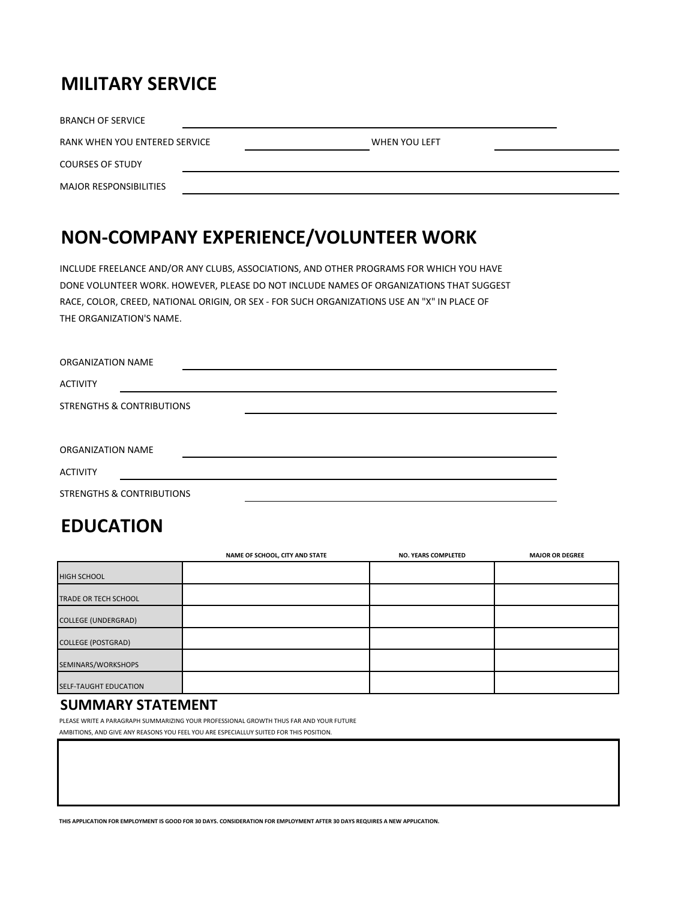## MILITARY SERVICE

BRANCH OF SERVICE ______________________________

RANK WHEN YOU ENTERED SERVICE ______________ WHEN YOU LEFT ______________

COURSES OF STUDY ______________________________

MAJOR RESPONSIBILITIES ______________________________

## NON-COMPANY EXPERIENCE/VOLUNTEER WORK

INCLUDE FREELANCE AND/OR ANY CLUBS, ASSOCIATIONS, AND OTHER PROGRAMS FOR WHICH YOU HAVE DONE VOLUNTEER WORK. HOWEVER, PLEASE DO NOT INCLUDE NAMES OF ORGANIZATIONS THAT SUGGEST RACE, COLOR, CREED, NATIONAL ORIGIN, OR SEX - FOR SUCH ORGANIZATIONS USE AN "X" IN PLACE OF THE ORGANIZATION'S NAME.

ORGANIZATION NAME ______________________________

ACTIVITY ______________________________

STRENGTHS & CONTRIBUTIONS ______________________________

ORGANIZATION NAME ______________________________

ACTIVITY ______________________________

STRENGTHS & CONTRIBUTIONS ______________________________

## EDUCATION

| | NAME OF SCHOOL, CITY AND STATE | NO. YEARS COMPLETED | MAJOR OR DEGREE |
|---|---|---|---|
| HIGH SCHOOL | | | |
| TRADE OR TECH SCHOOL | | | |
| COLLEGE (UNDERGRAD) | | | |
| COLLEGE (POSTGRAD) | | | |
| SEMINARS/WORKSHOPS | | | |
| SELF-TAUGHT EDUCATION | | | |

## SUMMARY STATEMENT

PLEASE WRITE A PARAGRAPH SUMMARIZING YOUR PROFESSIONAL GROWTH THUS FAR AND YOUR FUTURE AMBITIONS, AND GIVE ANY REASONS YOU FEEL YOU ARE ESPECIALLUY SUITED FOR THIS POSITION.

| |
|---|
| |

**THIS APPLICATION FOR EMPLOYMENT IS GOOD FOR 30 DAYS. CONSIDERATION FOR EMPLOYMENT AFTER 30 DAYS REQUIRES A NEW APPLICATION.**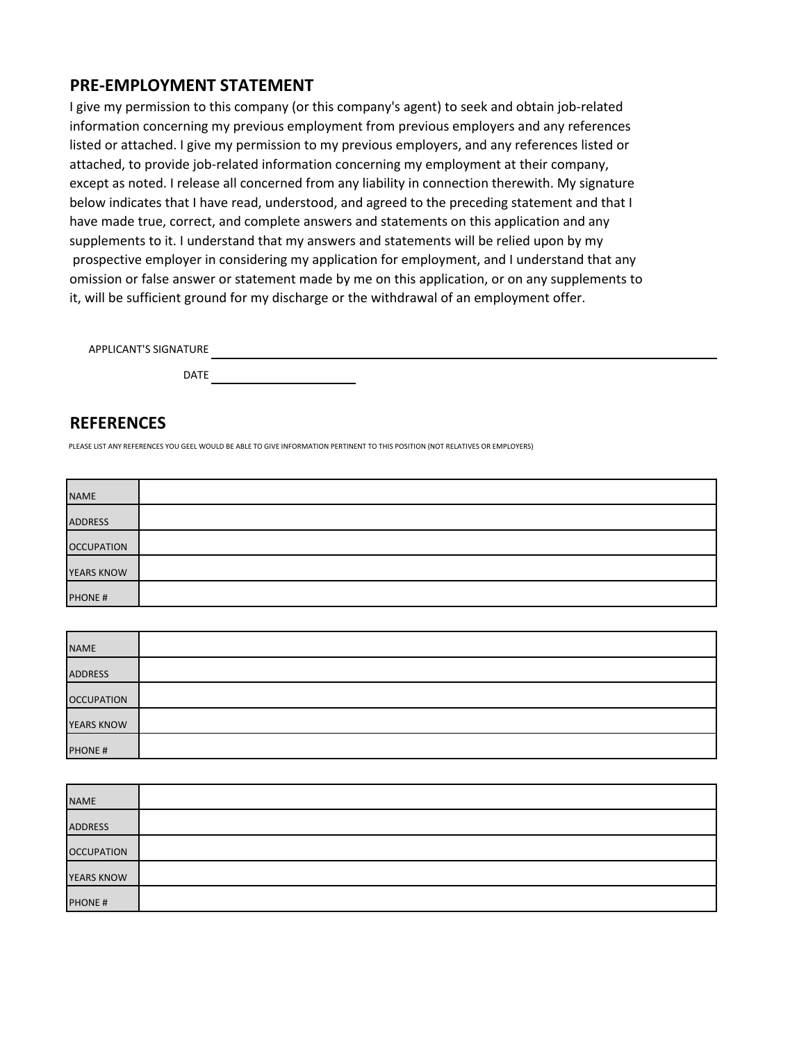## PRE-EMPLOYMENT STATEMENT

I give my permission to this company (or this company's agent) to seek and obtain job-related information concerning my previous employment from previous employers and any references listed or attached. I give my permission to my previous employers, and any references listed or attached, to provide job-related information concerning my employment at their company, except as noted. I release all concerned from any liability in connection therewith. My signature below indicates that I have read, understood, and agreed to the preceding statement and that I have made true, correct, and complete answers and statements on this application and any supplements to it. I understand that my answers and statements will be relied upon by my prospective employer in considering my application for employment, and I understand that any omission or false answer or statement made by me on this application, or on any supplements to it, will be sufficient ground for my discharge or the withdrawal of an employment offer.

APPLICANT'S SIGNATURE ______________________________

DATE ______________

## REFERENCES

PLEASE LIST ANY REFERENCES YOU GEEL WOULD BE ABLE TO GIVE INFORMATION PERTINENT TO THIS POSITION (NOT RELATIVES OR EMPLOYERS)

| | |
|---|---|
| NAME | |
| ADDRESS | |
| OCCUPATION | |
| YEARS KNOW | |
| PHONE # | |

| | |
|---|---|
| NAME | |
| ADDRESS | |
| OCCUPATION | |
| YEARS KNOW | |
| PHONE # | |

| | |
|---|---|
| NAME | |
| ADDRESS | |
| OCCUPATION | |
| YEARS KNOW | |
| PHONE # | |